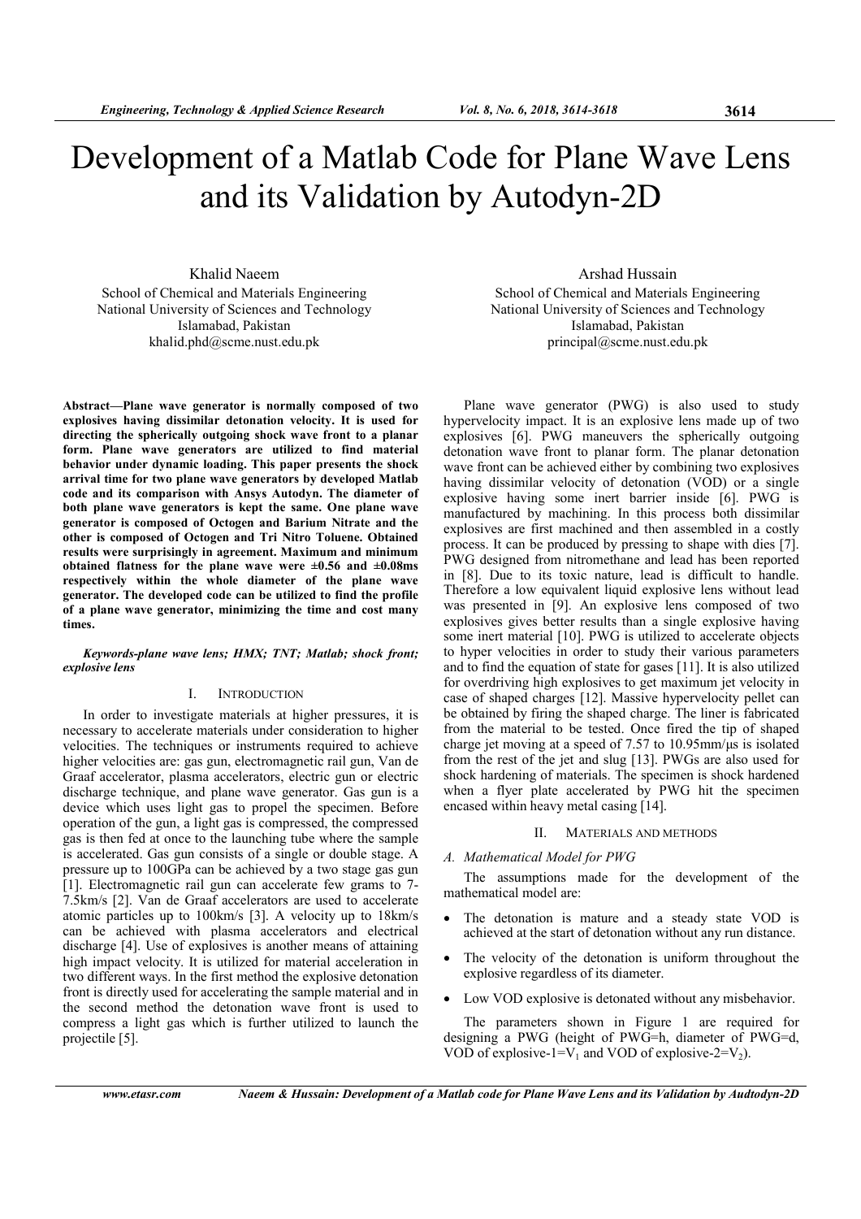# Development of a Matlab Code for Plane Wave Lens and its Validation by Autodyn-2D

Khalid Naeem
School of Chemical and Materials Engineering
National University of Sciences and Technology
Islamabad, Pakistan
khalid.phd@scme.nust.edu.pk

Arshad Hussain
School of Chemical and Materials Engineering
National University of Sciences and Technology
Islamabad, Pakistan
principal@scme.nust.edu.pk

**Abstract—Plane wave generator is normally composed of two explosives having dissimilar detonation velocity. It is used for directing the spherically outgoing shock wave front to a planar form. Plane wave generators are utilized to find material behavior under dynamic loading. This paper presents the shock arrival time for two plane wave generators by developed Matlab code and its comparison with Ansys Autodyn. The diameter of both plane wave generators is kept the same. One plane wave generator is composed of Octogen and Barium Nitrate and the other is composed of Octogen and Tri Nitro Toluene. Obtained results were surprisingly in agreement. Maximum and minimum obtained flatness for the plane wave were ±0.56 and ±0.08ms respectively within the whole diameter of the plane wave generator. The developed code can be utilized to find the profile of a plane wave generator, minimizing the time and cost many times.**

***Keywords-plane wave lens; HMX; TNT; Matlab; shock front; explosive lens***

## I. INTRODUCTION

In order to investigate materials at higher pressures, it is necessary to accelerate materials under consideration to higher velocities. The techniques or instruments required to achieve higher velocities are: gas gun, electromagnetic rail gun, Van de Graaf accelerator, plasma accelerators, electric gun or electric discharge technique, and plane wave generator. Gas gun is a device which uses light gas to propel the specimen. Before operation of the gun, a light gas is compressed, the compressed gas is then fed at once to the launching tube where the sample is accelerated. Gas gun consists of a single or double stage. A pressure up to 100GPa can be achieved by a two stage gas gun [1]. Electromagnetic rail gun can accelerate few grams to 7-7.5km/s [2]. Van de Graaf accelerators are used to accelerate atomic particles up to 100km/s [3]. A velocity up to 18km/s can be achieved with plasma accelerators and electrical discharge [4]. Use of explosives is another means of attaining high impact velocity. It is utilized for material acceleration in two different ways. In the first method the explosive detonation front is directly used for accelerating the sample material and in the second method the detonation wave front is used to compress a light gas which is further utilized to launch the projectile [5].

Plane wave generator (PWG) is also used to study hypervelocity impact. It is an explosive lens made up of two explosives [6]. PWG maneuvers the spherically outgoing detonation wave front to planar form. The planar detonation wave front can be achieved either by combining two explosives having dissimilar velocity of detonation (VOD) or a single explosive having some inert barrier inside [6]. PWG is manufactured by machining. In this process both dissimilar explosives are first machined and then assembled in a costly process. It can be produced by pressing to shape with dies [7]. PWG designed from nitromethane and lead has been reported in [8]. Due to its toxic nature, lead is difficult to handle. Therefore a low equivalent liquid explosive lens without lead was presented in [9]. An explosive lens composed of two explosives gives better results than a single explosive having some inert material [10]. PWG is utilized to accelerate objects to hyper velocities in order to study their various parameters and to find the equation of state for gases [11]. It is also utilized for overdriving high explosives to get maximum jet velocity in case of shaped charges [12]. Massive hypervelocity pellet can be obtained by firing the shaped charge. The liner is fabricated from the material to be tested. Once fired the tip of shaped charge jet moving at a speed of 7.57 to 10.95mm/μs is isolated from the rest of the jet and slug [13]. PWGs are also used for shock hardening of materials. The specimen is shock hardened when a flyer plate accelerated by PWG hit the specimen encased within heavy metal casing [14].

## II. MATERIALS AND METHODS

### A. Mathematical Model for PWG

The assumptions made for the development of the mathematical model are:

- The detonation is mature and a steady state VOD is achieved at the start of detonation without any run distance.
- The velocity of the detonation is uniform throughout the explosive regardless of its diameter.
- Low VOD explosive is detonated without any misbehavior.

The parameters shown in Figure 1 are required for designing a PWG (height of PWG=h, diameter of PWG=d, VOD of explosive-1=$V_1$ and VOD of explosive-2=$V_2$).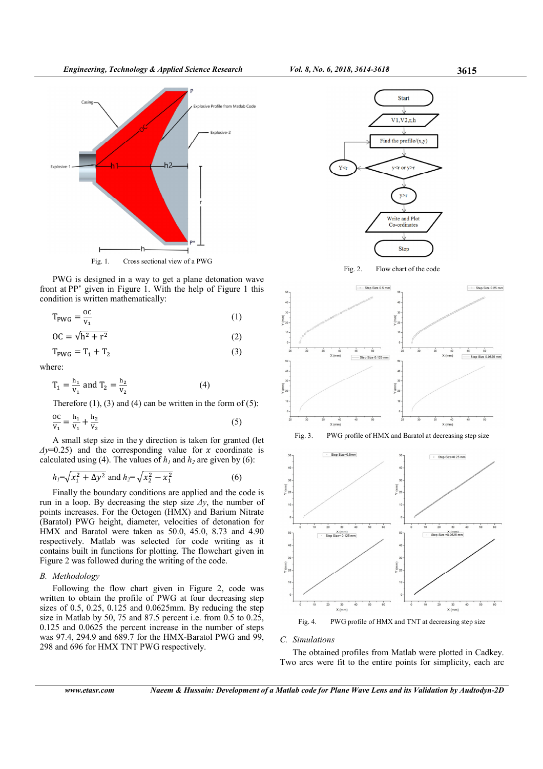Fig. 1. Cross sectional view of a PWG

PWG is designed in a way to get a plane detonation wave front at PP* given in Figure 1. With the help of Figure 1 this condition is written mathematically:

$$T_{PWG} = \frac{OC}{V_1} \qquad (1)$$

$$OC = \sqrt{h^2 + r^2} \qquad (2)$$

$$T_{PWG} = T_1 + T_2 \qquad (3)$$

where:

$$T_1 = \frac{h_1}{V_1} \text{ and } T_2 = \frac{h_2}{V_2} \qquad (4)$$

Therefore (1), (3) and (4) can be written in the form of (5):

$$\frac{OC}{V_1} = \frac{h_1}{V_1} + \frac{h_2}{V_2} \qquad (5)$$

A small step size in the y direction is taken for granted (let $\Delta y$=0.25) and the corresponding value for $x$ coordinate is calculated using (4). The values of $h_1$ and $h_2$ are given by (6):

$$h_1 = \sqrt{x_1^2 + \Delta y^2} \text{ and } h_2 = \sqrt{x_2^2 - x_1^2} \qquad (6)$$

Finally the boundary conditions are applied and the code is run in a loop. By decreasing the step size $\Delta y$, the number of points increases. For the Octogen (HMX) and Barium Nitrate (Baratol) PWG height, diameter, velocities of detonation for HMX and Baratol were taken as 50.0, 45.0, 8.73 and 4.90 respectively. Matlab was selected for code writing as it contains built in functions for plotting. The flowchart given in Figure 2 was followed during the writing of the code.

### B. Methodology

Following the flow chart given in Figure 2, code was written to obtain the profile of PWG at four decreasing step sizes of 0.5, 0.25, 0.125 and 0.0625mm. By reducing the step size in Matlab by 50, 75 and 87.5 percent i.e. from 0.5 to 0.25, 0.125 and 0.0625 the percent increase in the number of steps was 97.4, 294.9 and 689.7 for the HMX-Baratol PWG and 99, 298 and 696 for HMX TNT PWG respectively.

Fig. 2. Flow chart of the code

Fig. 3. PWG profile of HMX and Baratol at decreasing step size

Fig. 4. PWG profile of HMX and TNT at decreasing step size

### C. Simulations

The obtained profiles from Matlab were plotted in Cadkey. Two arcs were fit to the entire points for simplicity, each arc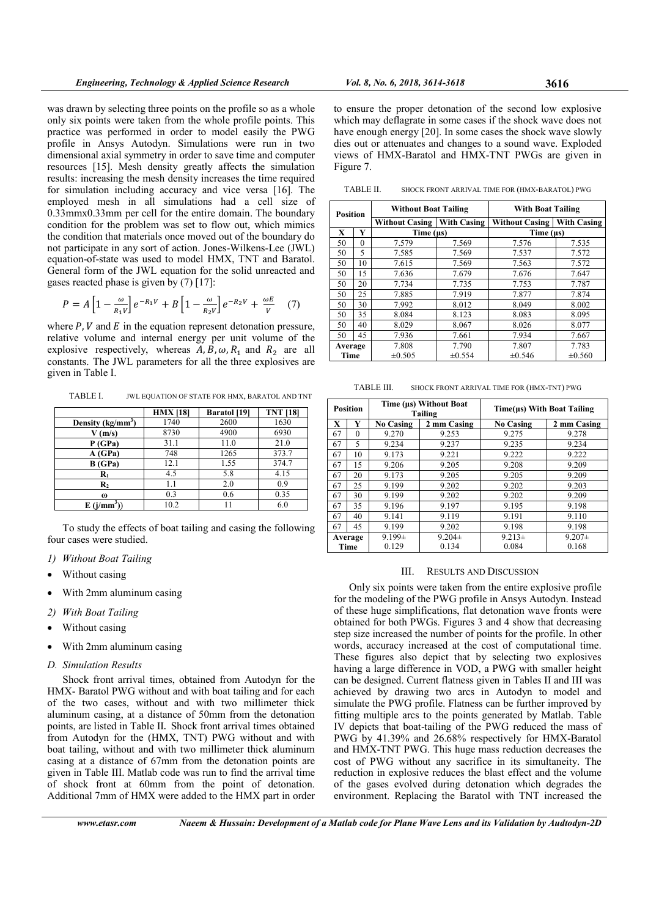was drawn by selecting three points on the profile so as a whole only six points were taken from the whole profile points. This practice was performed in order to model easily the PWG profile in Ansys Autodyn. Simulations were run in two dimensional axial symmetry in order to save time and computer resources [15]. Mesh density greatly affects the simulation results: increasing the mesh density increases the time required for simulation including accuracy and vice versa [16]. The employed mesh in all simulations had a cell size of 0.33mmx0.33mm per cell for the entire domain. The boundary condition for the problem was set to flow out, which mimics the condition that materials once moved out of the boundary do not participate in any sort of action. Jones-Wilkens-Lee (JWL) equation-of-state was used to model HMX, TNT and Baratol. General form of the JWL equation for the solid unreacted and gases reacted phase is given by (7) [17]:

$$P = A\left[1 - \frac{\omega}{R_1 V}\right]e^{-R_1 V} + B\left[1 - \frac{\omega}{R_2 V}\right]e^{-R_2 V} + \frac{\omega E}{V} \quad (7)$$

where $P$, $V$ and $E$ in the equation represent detonation pressure, relative volume and internal energy per unit volume of the explosive respectively, whereas $A, B, \omega, R_1$ and $R_2$ are all constants. The JWL parameters for all the three explosives are given in Table I.

TABLE I. JWL EQUATION OF STATE FOR HMX, BARATOL AND TNT

| | HMX [18] | Baratol [19] | TNT [18] |
|---|---|---|---|
| **Density (kg/mm$^3$)** | 1740 | 2600 | 1630 |
| **V (m/s)** | 8730 | 4900 | 6930 |
| **P (GPa)** | 31.1 | 11.0 | 21.0 |
| **A (GPa)** | 748 | 1265 | 373.7 |
| **B (GPa)** | 12.1 | 1.55 | 374.7 |
| **$R_1$** | 4.5 | 5.8 | 4.15 |
| **$R_2$** | 1.1 | 2.0 | 0.9 |
| **ω** | 0.3 | 0.6 | 0.35 |
| **E (j/mm$^3$))** | 10.2 | 11 | 6.0 |

To study the effects of boat tailing and casing the following four cases were studied.

*1) Without Boat Tailing*

- Without casing
- With 2mm aluminum casing

*2) With Boat Tailing*

- Without casing
- With 2mm aluminum casing

*D. Simulation Results*

Shock front arrival times, obtained from Autodyn for the HMX- Baratol PWG without and with boat tailing and for each of the two cases, without and with two millimeter thick aluminum casing, at a distance of 50mm from the detonation points, are listed in Table II. Shock front arrival times obtained from Autodyn for the (HMX, TNT) PWG without and with boat tailing, without and with two millimeter thick aluminum casing at a distance of 67mm from the detonation points are given in Table III. Matlab code was run to find the arrival time of shock front at 60mm from the point of detonation. Additional 7mm of HMX were added to the HMX part in order to ensure the proper detonation of the second low explosive which may deflagrate in some cases if the shock wave does not have enough energy [20]. In some cases the shock wave slowly dies out or attenuates and changes to a sound wave. Exploded views of HMX-Baratol and HMX-TNT PWGs are given in Figure 7.

TABLE II. SHOCK FRONT ARRIVAL TIME FOR (HMX-BARATOL) PWG

| Position | | Without Boat Tailing | | With Boat Tailing | |
|---|---|---|---|---|---|
| | | Without Casing | With Casing | Without Casing | With Casing |
| X | Y | Time (μs) | | Time (μs) | |
| 50 | 0 | 7.579 | 7.569 | 7.576 | 7.535 |
| 50 | 5 | 7.585 | 7.569 | 7.537 | 7.572 |
| 50 | 10 | 7.615 | 7.569 | 7.563 | 7.572 |
| 50 | 15 | 7.636 | 7.679 | 7.676 | 7.647 |
| 50 | 20 | 7.734 | 7.735 | 7.753 | 7.787 |
| 50 | 25 | 7.885 | 7.919 | 7.877 | 7.874 |
| 50 | 30 | 7.992 | 8.012 | 8.049 | 8.002 |
| 50 | 35 | 8.084 | 8.123 | 8.083 | 8.095 |
| 50 | 40 | 8.029 | 8.067 | 8.026 | 8.077 |
| 50 | 45 | 7.936 | 7.661 | 7.934 | 7.667 |
| Average Time | | 7.808 ±0.505 | 7.790 ±0.554 | 7.807 ±0.546 | 7.783 ±0.560 |

TABLE III. SHOCK FRONT ARRIVAL TIME FOR (HMX-TNT) PWG

| Position | | Time (μs) Without Boat Tailing | | Time(μs) With Boat Tailing | |
|---|---|---|---|---|---|
| X | Y | No Casing | 2 mm Casing | No Casing | 2 mm Casing |
| 67 | 0 | 9.270 | 9.253 | 9.275 | 9.278 |
| 67 | 5 | 9.234 | 9.237 | 9.235 | 9.234 |
| 67 | 10 | 9.173 | 9.221 | 9.222 | 9.222 |
| 67 | 15 | 9.206 | 9.205 | 9.208 | 9.209 |
| 67 | 20 | 9.173 | 9.205 | 9.205 | 9.209 |
| 67 | 25 | 9.199 | 9.202 | 9.202 | 9.203 |
| 67 | 30 | 9.199 | 9.202 | 9.202 | 9.209 |
| 67 | 35 | 9.196 | 9.197 | 9.195 | 9.198 |
| 67 | 40 | 9.141 | 9.119 | 9.191 | 9.110 |
| 67 | 45 | 9.199 | 9.202 | 9.198 | 9.198 |
| Average Time | | 9.199± 0.129 | 9.204± 0.134 | 9.213± 0.084 | 9.207± 0.168 |

## III. RESULTS AND DISCUSSION

Only six points were taken from the entire explosive profile for the modeling of the PWG profile in Ansys Autodyn. Instead of these huge simplifications, flat detonation wave fronts were obtained for both PWGs. Figures 3 and 4 show that decreasing step size increased the number of points for the profile. In other words, accuracy increased at the cost of computational time. These figures also depict that by selecting two explosives having a large difference in VOD, a PWG with smaller height can be designed. Current flatness given in Tables II and III was achieved by drawing two arcs in Autodyn to model and simulate the PWG profile. Flatness can be further improved by fitting multiple arcs to the points generated by Matlab. Table IV depicts that boat-tailing of the PWG reduced the mass of PWG by 41.39% and 26.68% respectively for HMX-Baratol and HMX-TNT PWG. This huge mass reduction decreases the cost of PWG without any sacrifice in its simultaneity. The reduction in explosive reduces the blast effect and the volume of the gases evolved during detonation which degrades the environment. Replacing the Baratol with TNT increased the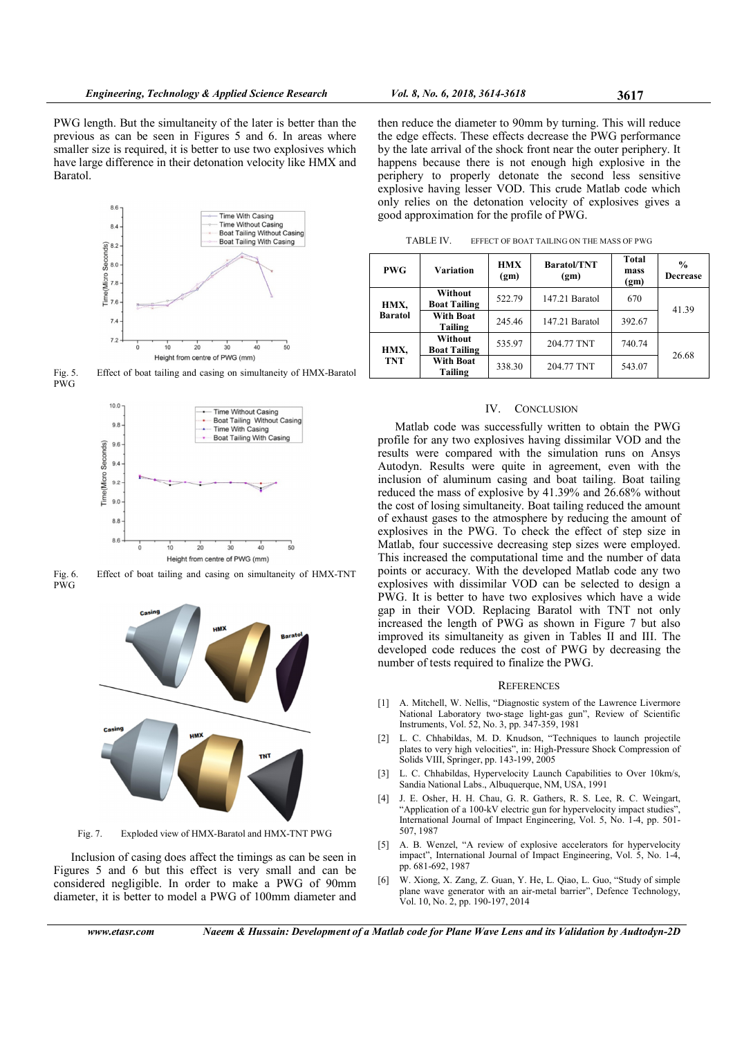PWG length. But the simultaneity of the later is better than the previous as can be seen in Figures 5 and 6. In areas where smaller size is required, it is better to use two explosives which have large difference in their detonation velocity like HMX and Baratol.

Fig. 5. Effect of boat tailing and casing on simultaneity of HMX-Baratol PWG

Fig. 6. Effect of boat tailing and casing on simultaneity of HMX-TNT PWG

Fig. 7. Exploded view of HMX-Baratol and HMX-TNT PWG

Inclusion of casing does affect the timings as can be seen in Figures 5 and 6 but this effect is very small and can be considered negligible. In order to make a PWG of 90mm diameter, it is better to model a PWG of 100mm diameter and then reduce the diameter to 90mm by turning. This will reduce the edge effects. These effects decrease the PWG performance by the late arrival of the shock front near the outer periphery. It happens because there is not enough high explosive in the periphery to properly detonate the second less sensitive explosive having lesser VOD. This crude Matlab code which only relies on the detonation velocity of explosives gives a good approximation for the profile of PWG.

TABLE IV. EFFECT OF BOAT TAILING ON THE MASS OF PWG

| PWG | Variation | HMX (gm) | Baratol/TNT (gm) | Total mass (gm) | % Decrease |
|---|---|---|---|---|---|
| HMX, Baratol | Without Boat Tailing | 522.79 | 147.21 Baratol | 670 | 41.39 |
| | With Boat Tailing | 245.46 | 147.21 Baratol | 392.67 | |
| HMX, TNT | Without Boat Tailing | 535.97 | 204.77 TNT | 740.74 | 26.68 |
| | With Boat Tailing | 338.30 | 204.77 TNT | 543.07 | |

## IV. CONCLUSION

Matlab code was successfully written to obtain the PWG profile for any two explosives having dissimilar VOD and the results were compared with the simulation runs on Ansys Autodyn. Results were quite in agreement, even with the inclusion of aluminum casing and boat tailing. Boat tailing reduced the mass of explosive by 41.39% and 26.68% without the cost of losing simultaneity. Boat tailing reduced the amount of exhaust gases to the atmosphere by reducing the amount of explosives in the PWG. To check the effect of step size in Matlab, four successive decreasing step sizes were employed. This increased the computational time and the number of data points or accuracy. With the developed Matlab code any two explosives with dissimilar VOD can be selected to design a PWG. It is better to have two explosives which have a wide gap in their VOD. Replacing Baratol with TNT not only increased the length of PWG as shown in Figure 7 but also improved its simultaneity as given in Tables II and III. The developed code reduces the cost of PWG by decreasing the number of tests required to finalize the PWG.

## REFERENCES

[1] A. Mitchell, W. Nellis, "Diagnostic system of the Lawrence Livermore National Laboratory two-stage light-gas gun", Review of Scientific Instruments, Vol. 52, No. 3, pp. 347-359, 1981

[2] L. C. Chhabildas, M. D. Knudson, "Techniques to launch projectile plates to very high velocities", in: High-Pressure Shock Compression of Solids VIII, Springer, pp. 143-199, 2005

[3] L. C. Chhabildas, Hypervelocity Launch Capabilities to Over 10km/s, Sandia National Labs., Albuquerque, NM, USA, 1991

[4] J. E. Osher, H. H. Chau, G. R. Gathers, R. S. Lee, R. C. Weingart, "Application of a 100-kV electric gun for hypervelocity impact studies", International Journal of Impact Engineering, Vol. 5, No. 1-4, pp. 501-507, 1987

[5] A. B. Wenzel, "A review of explosive accelerators for hypervelocity impact", International Journal of Impact Engineering, Vol. 5, No. 1-4, pp. 681-692, 1987

[6] W. Xiong, X. Zang, Z. Guan, Y. He, L. Qiao, L. Guo, "Study of simple plane wave generator with an air-metal barrier", Defence Technology, Vol. 10, No. 2, pp. 190-197, 2014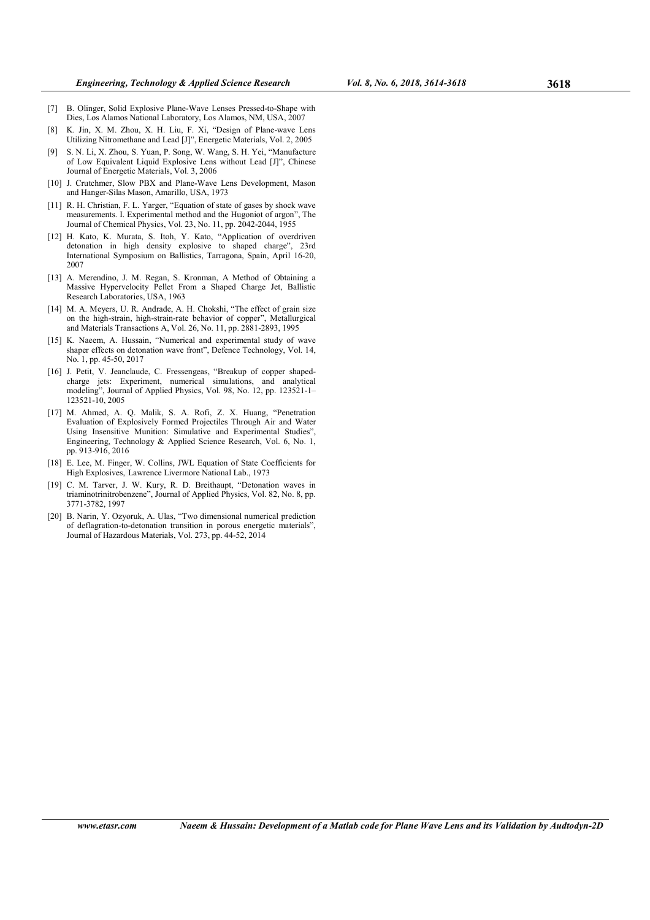[7] B. Olinger, Solid Explosive Plane-Wave Lenses Pressed-to-Shape with Dies, Los Alamos National Laboratory, Los Alamos, NM, USA, 2007

[8] K. Jin, X. M. Zhou, X. H. Liu, F. Xi, "Design of Plane-wave Lens Utilizing Nitromethane and Lead [J]", Energetic Materials, Vol. 2, 2005

[9] S. N. Li, X. Zhou, S. Yuan, P. Song, W. Wang, S. H. Yei, "Manufacture of Low Equivalent Liquid Explosive Lens without Lead [J]", Chinese Journal of Energetic Materials, Vol. 3, 2006

[10] J. Crutchmer, Slow PBX and Plane-Wave Lens Development, Mason and Hanger-Silas Mason, Amarillo, USA, 1973

[11] R. H. Christian, F. L. Yarger, "Equation of state of gases by shock wave measurements. I. Experimental method and the Hugoniot of argon", The Journal of Chemical Physics, Vol. 23, No. 11, pp. 2042-2044, 1955

[12] H. Kato, K. Murata, S. Itoh, Y. Kato, "Application of overdriven detonation in high density explosive to shaped charge", 23rd International Symposium on Ballistics, Tarragona, Spain, April 16-20, 2007

[13] A. Merendino, J. M. Regan, S. Kronman, A Method of Obtaining a Massive Hypervelocity Pellet From a Shaped Charge Jet, Ballistic Research Laboratories, USA, 1963

[14] M. A. Meyers, U. R. Andrade, A. H. Chokshi, "The effect of grain size on the high-strain, high-strain-rate behavior of copper", Metallurgical and Materials Transactions A, Vol. 26, No. 11, pp. 2881-2893, 1995

[15] K. Naeem, A. Hussain, "Numerical and experimental study of wave shaper effects on detonation wave front", Defence Technology, Vol. 14, No. 1, pp. 45-50, 2017

[16] J. Petit, V. Jeanclaude, C. Fressengeas, "Breakup of copper shaped-charge jets: Experiment, numerical simulations, and analytical modeling", Journal of Applied Physics, Vol. 98, No. 12, pp. 123521-1–123521-10, 2005

[17] M. Ahmed, A. Q. Malik, S. A. Rofi, Z. X. Huang, "Penetration Evaluation of Explosively Formed Projectiles Through Air and Water Using Insensitive Munition: Simulative and Experimental Studies", Engineering, Technology & Applied Science Research, Vol. 6, No. 1, pp. 913-916, 2016

[18] E. Lee, M. Finger, W. Collins, JWL Equation of State Coefficients for High Explosives, Lawrence Livermore National Lab., 1973

[19] C. M. Tarver, J. W. Kury, R. D. Breithaupt, "Detonation waves in triaminotrinitrobenzene", Journal of Applied Physics, Vol. 82, No. 8, pp. 3771-3782, 1997

[20] B. Narin, Y. Ozyoruk, A. Ulas, "Two dimensional numerical prediction of deflagration-to-detonation transition in porous energetic materials", Journal of Hazardous Materials, Vol. 273, pp. 44-52, 2014